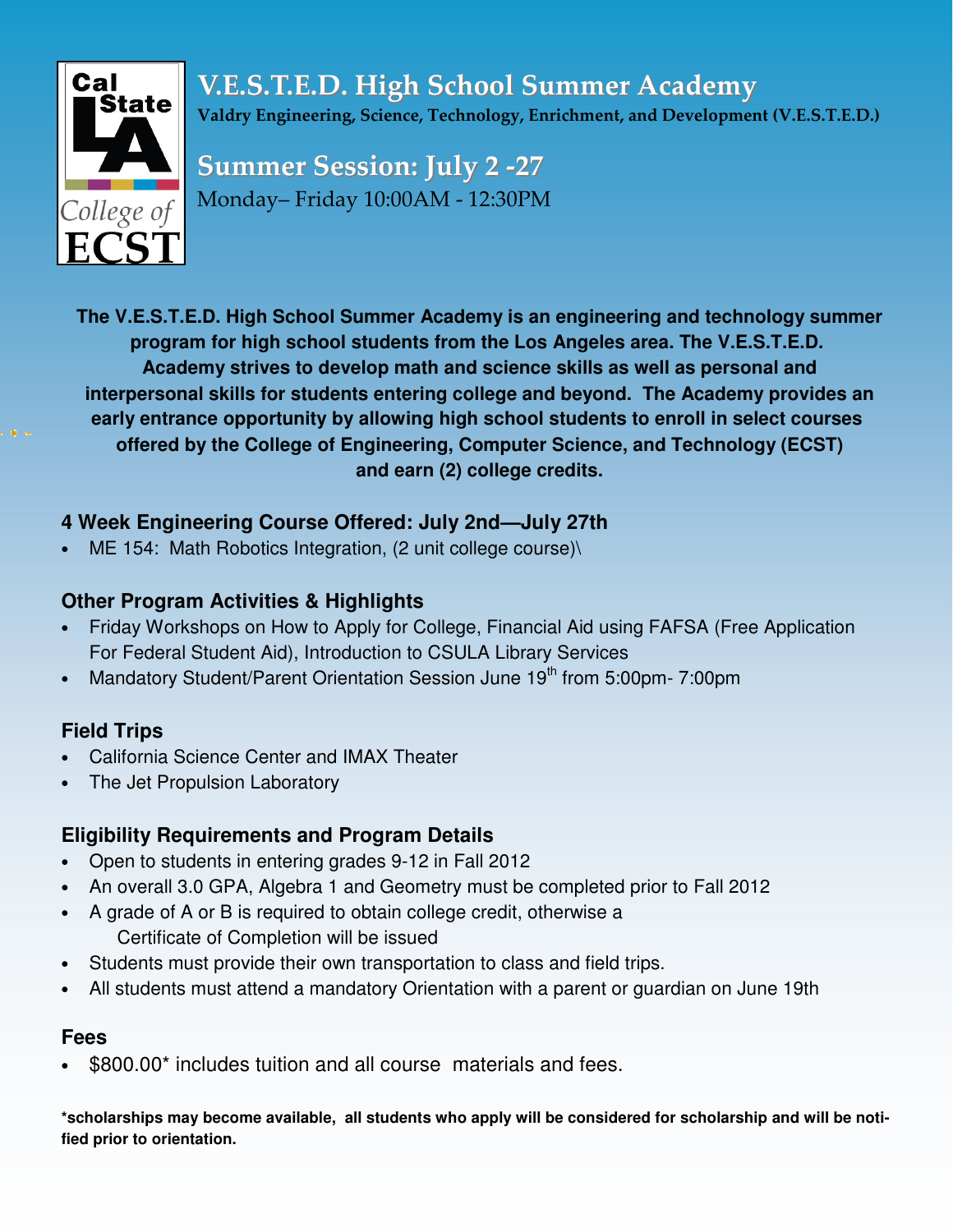Cal State LA College of ECST

# V.E.S.T.E.D. High School Summer Academy

**Valdry Engineering, Science, Technology, Enrichment, and Development (V.E.S.T.E.D.)**

## Summer Session: July 2 -27

Monday– Friday 10:00AM - 12:30PM

**The V.E.S.T.E.D. High School Summer Academy is an engineering and technology summer program for high school students from the Los Angeles area. The V.E.S.T.E.D. Academy strives to develop math and science skills as well as personal and interpersonal skills for students entering college and beyond. The Academy provides an early entrance opportunity by allowing high school students to enroll in select courses offered by the College of Engineering, Computer Science, and Technology (ECST) and earn (2) college credits.**

### 4 Week Engineering Course Offered: July 2nd—July 27th

- ME 154: Math Robotics Integration, (2 unit college course)\

### Other Program Activities & Highlights

- Friday Workshops on How to Apply for College, Financial Aid using FAFSA (Free Application For Federal Student Aid), Introduction to CSULA Library Services
- Mandatory Student/Parent Orientation Session June 19th from 5:00pm- 7:00pm

### Field Trips

- California Science Center and IMAX Theater
- The Jet Propulsion Laboratory

### Eligibility Requirements and Program Details

- Open to students in entering grades 9-12 in Fall 2012
- An overall 3.0 GPA, Algebra 1 and Geometry must be completed prior to Fall 2012
- A grade of A or B is required to obtain college credit, otherwise a Certificate of Completion will be issued
- Students must provide their own transportation to class and field trips.
- All students must attend a mandatory Orientation with a parent or guardian on June 19th

### Fees

- $800.00* includes tuition and all course materials and fees.

**\*scholarships may become available, all students who apply will be considered for scholarship and will be notified prior to orientation.**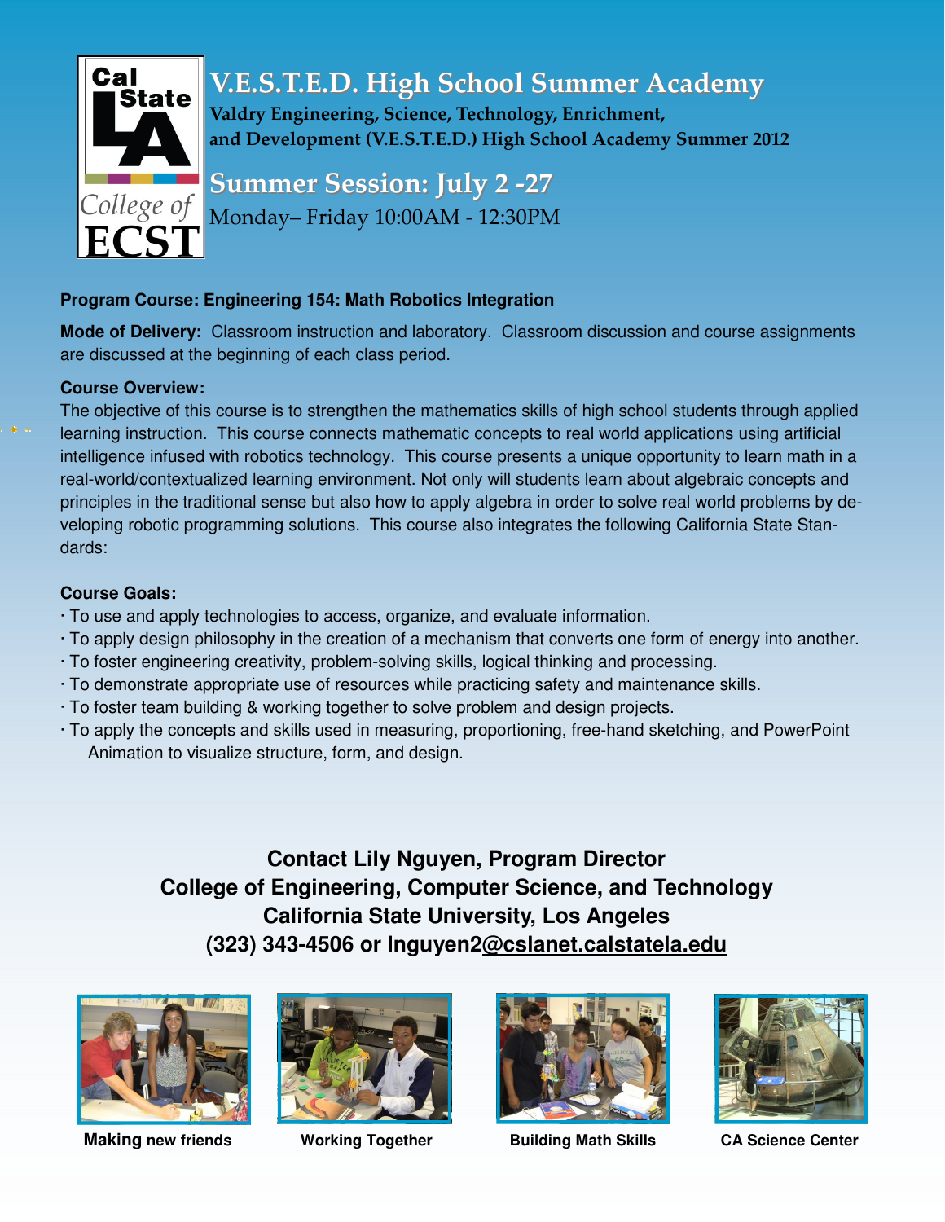# V.E.S.T.E.D. High School Summer Academy

**Valdry Engineering, Science, Technology, Enrichment, and Development (V.E.S.T.E.D.) High School Academy Summer 2012**

## Summer Session: July 2 -27

Monday– Friday 10:00AM - 12:30PM

**Program Course: Engineering 154: Math Robotics Integration**

**Mode of Delivery:** Classroom instruction and laboratory. Classroom discussion and course assignments are discussed at the beginning of each class period.

**Course Overview:**

The objective of this course is to strengthen the mathematics skills of high school students through applied learning instruction. This course connects mathematic concepts to real world applications using artificial intelligence infused with robotics technology. This course presents a unique opportunity to learn math in a real-world/contextualized learning environment. Not only will students learn about algebraic concepts and principles in the traditional sense but also how to apply algebra in order to solve real world problems by developing robotic programming solutions. This course also integrates the following California State Standards:

**Course Goals:**

- To use and apply technologies to access, organize, and evaluate information.
- To apply design philosophy in the creation of a mechanism that converts one form of energy into another.
- To foster engineering creativity, problem-solving skills, logical thinking and processing.
- To demonstrate appropriate use of resources while practicing safety and maintenance skills.
- To foster team building & working together to solve problem and design projects.
- To apply the concepts and skills used in measuring, proportioning, free-hand sketching, and PowerPoint Animation to visualize structure, form, and design.

**Contact Lily Nguyen, Program Director**
**College of Engineering, Computer Science, and Technology**
**California State University, Los Angeles**
**(323) 343-4506 or lnguyen2@cslanet.calstatela.edu**

Making new friends

Working Together

Building Math Skills

CA Science Center